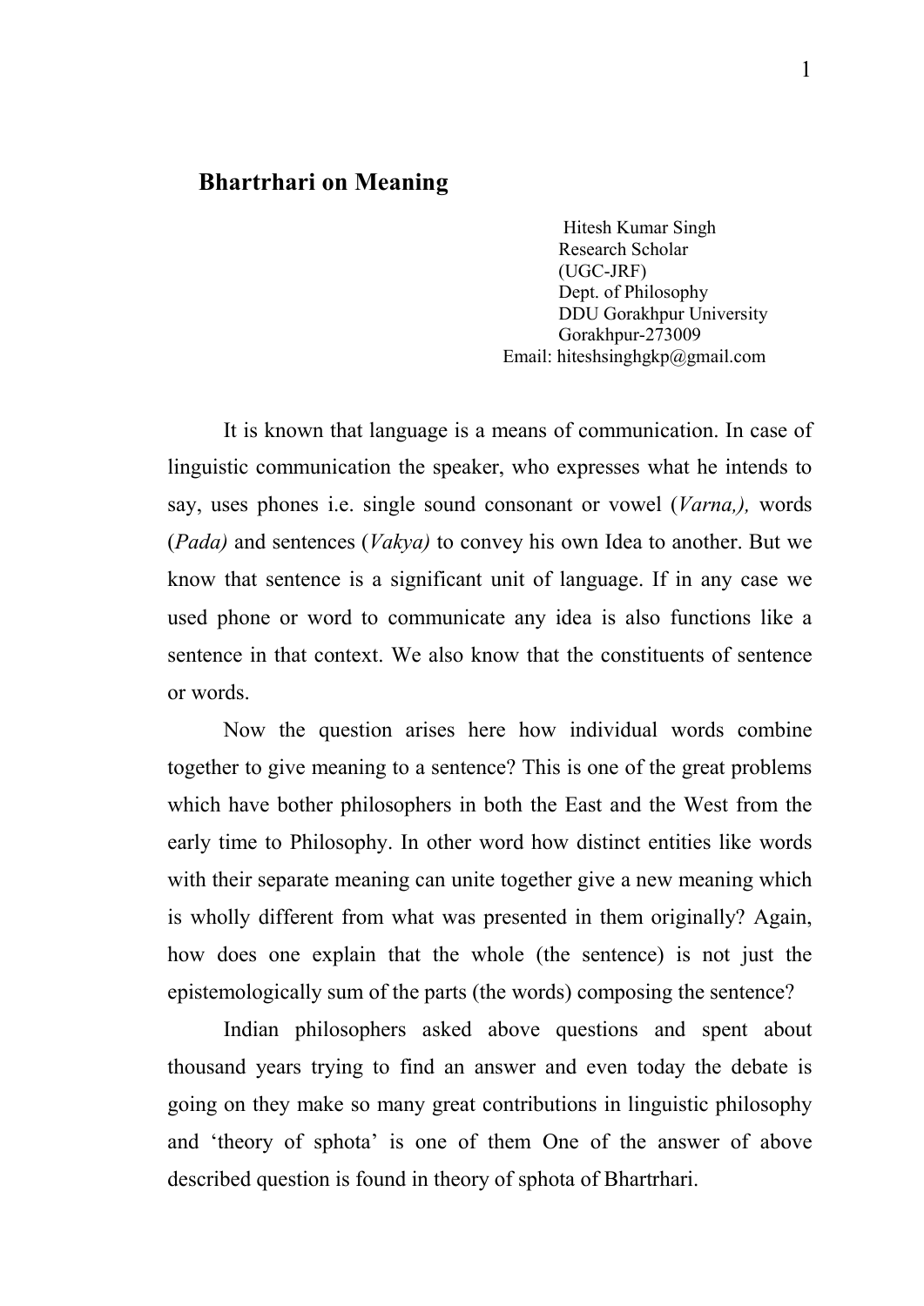# Bhartrhari on Meaning

Hitesh Kumar Singh
Research Scholar
(UGC-JRF)
Dept. of Philosophy
DDU Gorakhpur University
Gorakhpur-273009
Email: hiteshsinghgkp@gmail.com

It is known that language is a means of communication. In case of linguistic communication the speaker, who expresses what he intends to say, uses phones i.e. single sound consonant or vowel (*Varna,),* words (*Pada)* and sentences (*Vakya)* to convey his own Idea to another. But we know that sentence is a significant unit of language. If in any case we used phone or word to communicate any idea is also functions like a sentence in that context. We also know that the constituents of sentence or words.

Now the question arises here how individual words combine together to give meaning to a sentence? This is one of the great problems which have bother philosophers in both the East and the West from the early time to Philosophy. In other word how distinct entities like words with their separate meaning can unite together give a new meaning which is wholly different from what was presented in them originally? Again, how does one explain that the whole (the sentence) is not just the epistemologically sum of the parts (the words) composing the sentence?

Indian philosophers asked above questions and spent about thousand years trying to find an answer and even today the debate is going on they make so many great contributions in linguistic philosophy and 'theory of sphota' is one of them One of the answer of above described question is found in theory of sphota of Bhartrhari.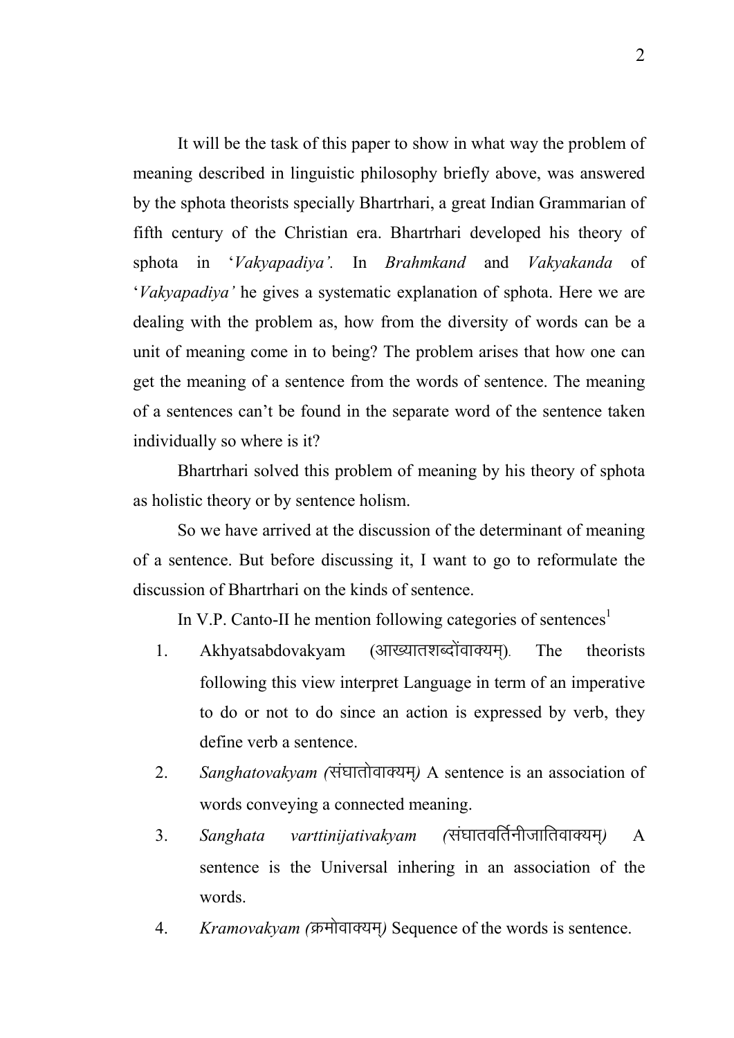It will be the task of this paper to show in what way the problem of meaning described in linguistic philosophy briefly above, was answered by the sphota theorists specially Bhartrhari, a great Indian Grammarian of fifth century of the Christian era. Bhartrhari developed his theory of sphota in '*Vakyapadiya'*. In *Brahmkand* and *Vakyakanda* of '*Vakyapadiya'* he gives a systematic explanation of sphota. Here we are dealing with the problem as, how from the diversity of words can be a unit of meaning come in to being? The problem arises that how one can get the meaning of a sentence from the words of sentence. The meaning of a sentences can't be found in the separate word of the sentence taken individually so where is it?

Bhartrhari solved this problem of meaning by his theory of sphota as holistic theory or by sentence holism.

So we have arrived at the discussion of the determinant of meaning of a sentence. But before discussing it, I want to go to reformulate the discussion of Bhartrhari on the kinds of sentence.

In V.P. Canto-II he mention following categories of sentences[1]

1. Akhyatsabdovakyam (आख्यातशब्दोंवाक्यम्). The theorists following this view interpret Language in term of an imperative to do or not to do since an action is expressed by verb, they define verb a sentence.
2. *Sanghatovakyam (*संघातोवाक्यम्*)* A sentence is an association of words conveying a connected meaning.
3. *Sanghata varttinijativakyam (*संघातवर्तिनीजातिवाक्यम्*)* A sentence is the Universal inhering in an association of the words.
4. *Kramovakyam (*क्रमोवाक्यम्*)* Sequence of the words is sentence.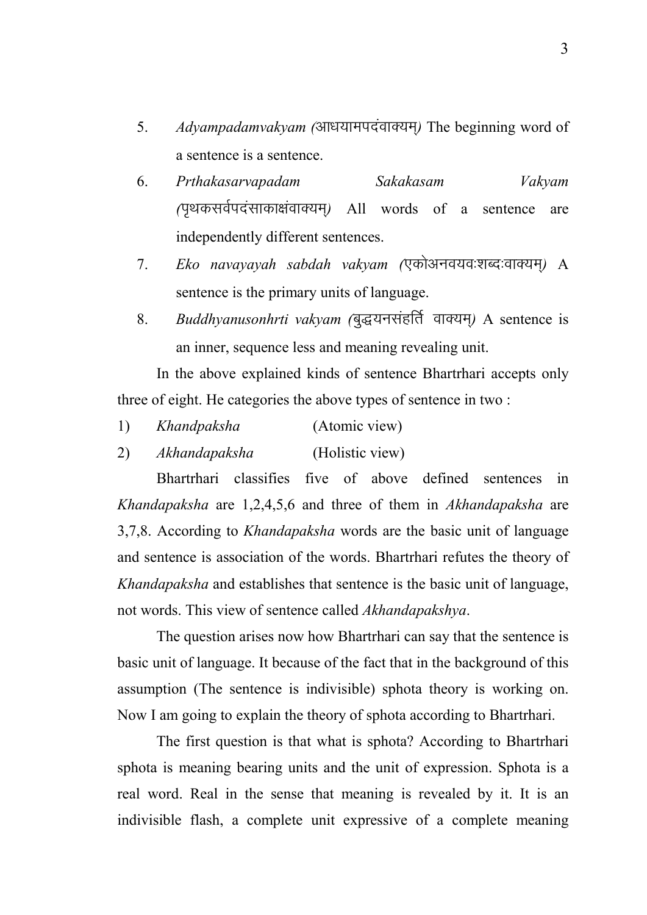5. *Adyampadamvakyam (*आधयामपदंवाक्यम्*)* The beginning word of a sentence is a sentence.
6. *Prthakasarvapadam Sakakasam Vakyam (*पृथकसर्वपदंसाकाक्षंवाक्यम्*)* All words of a sentence are independently different sentences.
7. *Eko navayayah sabdah vakyam (*एकोअनवयवःशब्दःवाक्यम्*)* A sentence is the primary units of language.
8. *Buddhyanusonhrti vakyam (*बुद्धयनसंहर्ति वाक्यम्*)* A sentence is an inner, sequence less and meaning revealing unit.

In the above explained kinds of sentence Bhartrhari accepts only three of eight. He categories the above types of sentence in two :

1) *Khandpaksha* (Atomic view)
2) *Akhandapaksha* (Holistic view)

Bhartrhari classifies five of above defined sentences in *Khandapaksha* are 1,2,4,5,6 and three of them in *Akhandapaksha* are 3,7,8. According to *Khandapaksha* words are the basic unit of language and sentence is association of the words. Bhartrhari refutes the theory of *Khandapaksha* and establishes that sentence is the basic unit of language, not words. This view of sentence called *Akhandapakshya*.

The question arises now how Bhartrhari can say that the sentence is basic unit of language. It because of the fact that in the background of this assumption (The sentence is indivisible) sphota theory is working on. Now I am going to explain the theory of sphota according to Bhartrhari.

The first question is that what is sphota? According to Bhartrhari sphota is meaning bearing units and the unit of expression. Sphota is a real word. Real in the sense that meaning is revealed by it. It is an indivisible flash, a complete unit expressive of a complete meaning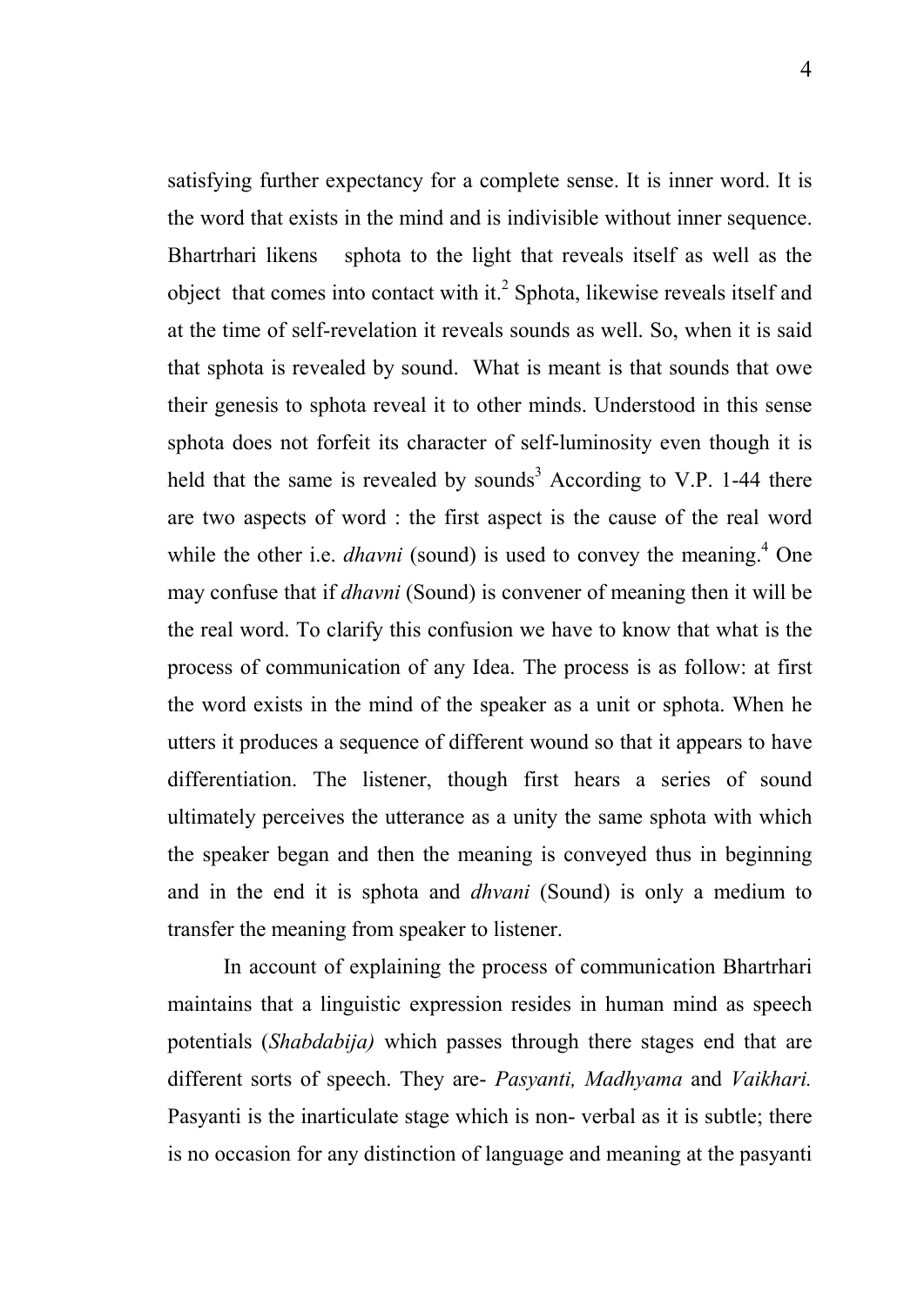satisfying further expectancy for a complete sense. It is inner word. It is the word that exists in the mind and is indivisible without inner sequence. Bhartrhari likens sphota to the light that reveals itself as well as the object that comes into contact with it.[2] Sphota, likewise reveals itself and at the time of self-revelation it reveals sounds as well. So, when it is said that sphota is revealed by sound. What is meant is that sounds that owe their genesis to sphota reveal it to other minds. Understood in this sense sphota does not forfeit its character of self-luminosity even though it is held that the same is revealed by sounds[3] According to V.P. 1-44 there are two aspects of word : the first aspect is the cause of the real word while the other i.e. *dhavni* (sound) is used to convey the meaning.[4] One may confuse that if *dhavni* (Sound) is convener of meaning then it will be the real word. To clarify this confusion we have to know that what is the process of communication of any Idea. The process is as follow: at first the word exists in the mind of the speaker as a unit or sphota. When he utters it produces a sequence of different wound so that it appears to have differentiation. The listener, though first hears a series of sound ultimately perceives the utterance as a unity the same sphota with which the speaker began and then the meaning is conveyed thus in beginning and in the end it is sphota and *dhvani* (Sound) is only a medium to transfer the meaning from speaker to listener.

In account of explaining the process of communication Bhartrhari maintains that a linguistic expression resides in human mind as speech potentials (*Shabdabija)* which passes through there stages end that are different sorts of speech. They are- *Pasyanti, Madhyama* and *Vaikhari.* Pasyanti is the inarticulate stage which is non- verbal as it is subtle; there is no occasion for any distinction of language and meaning at the pasyanti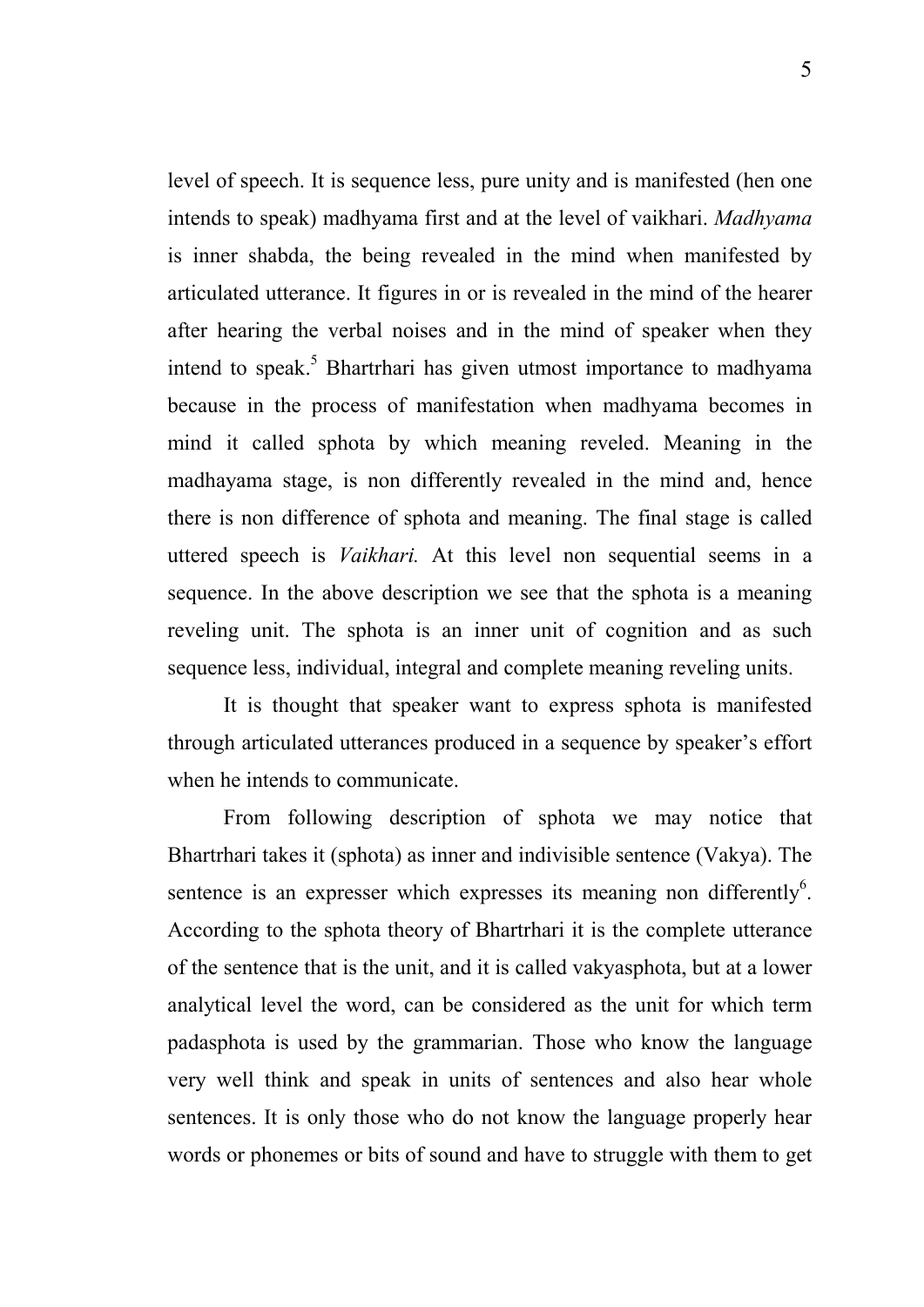level of speech. It is sequence less, pure unity and is manifested (hen one intends to speak) madhyama first and at the level of vaikhari. *Madhyama* is inner shabda, the being revealed in the mind when manifested by articulated utterance. It figures in or is revealed in the mind of the hearer after hearing the verbal noises and in the mind of speaker when they intend to speak.[5] Bhartrhari has given utmost importance to madhyama because in the process of manifestation when madhyama becomes in mind it called sphota by which meaning reveled. Meaning in the madhayama stage, is non differently revealed in the mind and, hence there is non difference of sphota and meaning. The final stage is called uttered speech is *Vaikhari.* At this level non sequential seems in a sequence. In the above description we see that the sphota is a meaning reveling unit. The sphota is an inner unit of cognition and as such sequence less, individual, integral and complete meaning reveling units.

It is thought that speaker want to express sphota is manifested through articulated utterances produced in a sequence by speaker's effort when he intends to communicate.

From following description of sphota we may notice that Bhartrhari takes it (sphota) as inner and indivisible sentence (Vakya). The sentence is an expresser which expresses its meaning non differently[6]. According to the sphota theory of Bhartrhari it is the complete utterance of the sentence that is the unit, and it is called vakyasphota, but at a lower analytical level the word, can be considered as the unit for which term padasphota is used by the grammarian. Those who know the language very well think and speak in units of sentences and also hear whole sentences. It is only those who do not know the language properly hear words or phonemes or bits of sound and have to struggle with them to get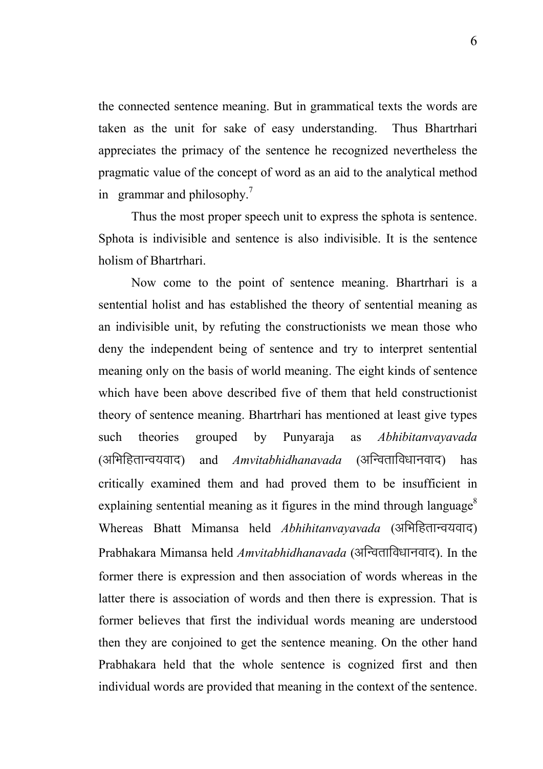the connected sentence meaning. But in grammatical texts the words are taken as the unit for sake of easy understanding. Thus Bhartrhari appreciates the primacy of the sentence he recognized nevertheless the pragmatic value of the concept of word as an aid to the analytical method in grammar and philosophy.[7]

Thus the most proper speech unit to express the sphota is sentence. Sphota is indivisible and sentence is also indivisible. It is the sentence holism of Bhartrhari.

Now come to the point of sentence meaning. Bhartrhari is a sentential holist and has established the theory of sentential meaning as an indivisible unit, by refuting the constructionists we mean those who deny the independent being of sentence and try to interpret sentential meaning only on the basis of world meaning. The eight kinds of sentence which have been above described five of them that held constructionist theory of sentence meaning. Bhartrhari has mentioned at least give types such theories grouped by Punyaraja as *Abhibitanvayavada* (अभिहितान्वयवाद) and *Amvitabhidhanavada* (अन्विताविधानवाद) has critically examined them and had proved them to be insufficient in explaining sentential meaning as it figures in the mind through language[8] Whereas Bhatt Mimansa held *Abhihitanvayavada* (अभिहितान्वयवाद) Prabhakara Mimansa held *Amvitabhidhanavada* (अन्विताविधानवाद). In the former there is expression and then association of words whereas in the latter there is association of words and then there is expression. That is former believes that first the individual words meaning are understood then they are conjoined to get the sentence meaning. On the other hand Prabhakara held that the whole sentence is cognized first and then individual words are provided that meaning in the context of the sentence.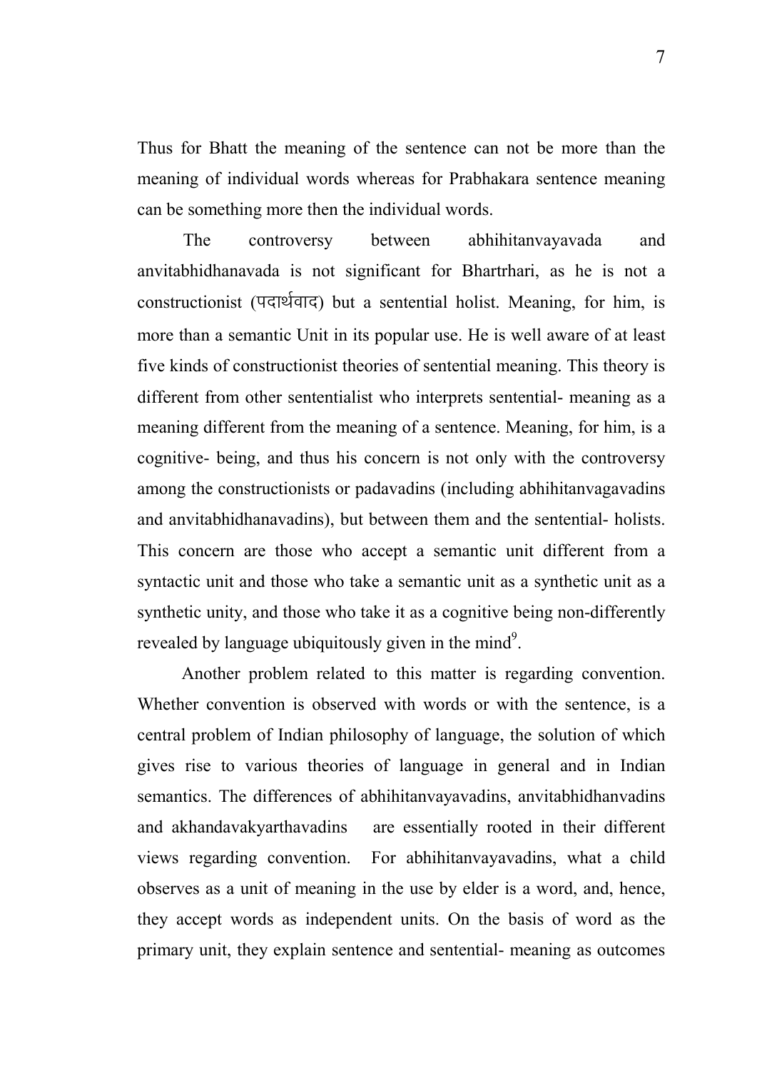Thus for Bhatt the meaning of the sentence can not be more than the meaning of individual words whereas for Prabhakara sentence meaning can be something more then the individual words.

The controversy between abhihitanvayavada and anvitabhidhanavada is not significant for Bhartrhari, as he is not a constructionist (पदार्थवाद) but a sentential holist. Meaning, for him, is more than a semantic Unit in its popular use. He is well aware of at least five kinds of constructionist theories of sentential meaning. This theory is different from other sententialist who interprets sentential- meaning as a meaning different from the meaning of a sentence. Meaning, for him, is a cognitive- being, and thus his concern is not only with the controversy among the constructionists or padavadins (including abhihitanvagavadins and anvitabhidhanavadins), but between them and the sentential- holists. This concern are those who accept a semantic unit different from a syntactic unit and those who take a semantic unit as a synthetic unit as a synthetic unity, and those who take it as a cognitive being non-differently revealed by language ubiquitously given in the mind[9].

Another problem related to this matter is regarding convention. Whether convention is observed with words or with the sentence, is a central problem of Indian philosophy of language, the solution of which gives rise to various theories of language in general and in Indian semantics. The differences of abhihitanvayavadins, anvitabhidhanvadins and akhandavakyarthavadins are essentially rooted in their different views regarding convention. For abhihitanvayavadins, what a child observes as a unit of meaning in the use by elder is a word, and, hence, they accept words as independent units. On the basis of word as the primary unit, they explain sentence and sentential- meaning as outcomes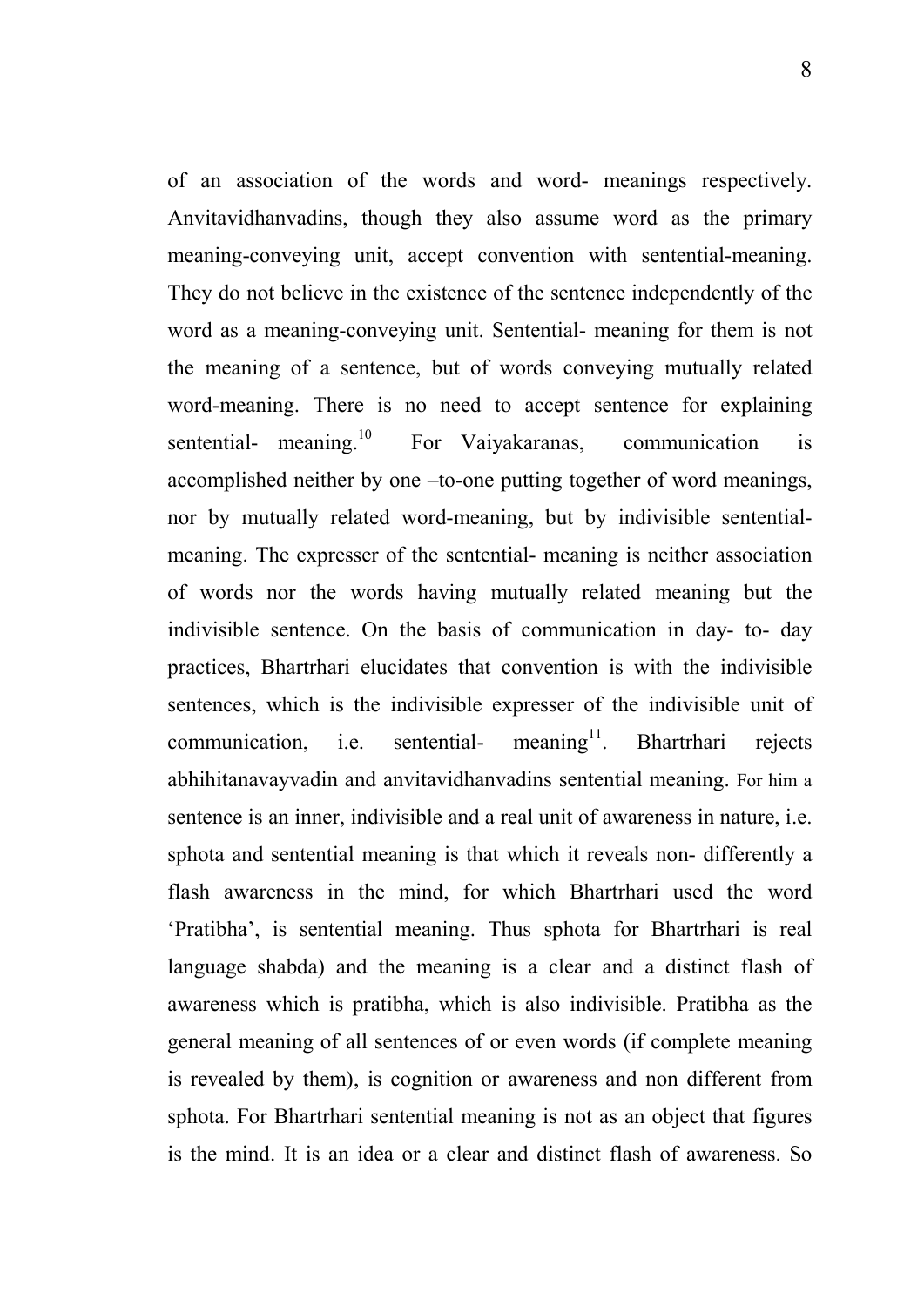of an association of the words and word- meanings respectively. Anvitavidhanvadins, though they also assume word as the primary meaning-conveying unit, accept convention with sentential-meaning. They do not believe in the existence of the sentence independently of the word as a meaning-conveying unit. Sentential- meaning for them is not the meaning of a sentence, but of words conveying mutually related word-meaning. There is no need to accept sentence for explaining sentential- meaning.[10] For Vaiyakaranas, communication is accomplished neither by one –to-one putting together of word meanings, nor by mutually related word-meaning, but by indivisible sentential-meaning. The expresser of the sentential- meaning is neither association of words nor the words having mutually related meaning but the indivisible sentence. On the basis of communication in day- to- day practices, Bhartrhari elucidates that convention is with the indivisible sentences, which is the indivisible expresser of the indivisible unit of communication, i.e. sentential- meaning[11]. Bhartrhari rejects abhihitanavayvadin and anvitavidhanvadins sentential meaning. For him a sentence is an inner, indivisible and a real unit of awareness in nature, i.e. sphota and sentential meaning is that which it reveals non- differently a flash awareness in the mind, for which Bhartrhari used the word 'Pratibha', is sentential meaning. Thus sphota for Bhartrhari is real language shabda) and the meaning is a clear and a distinct flash of awareness which is pratibha, which is also indivisible. Pratibha as the general meaning of all sentences of or even words (if complete meaning is revealed by them), is cognition or awareness and non different from sphota. For Bhartrhari sentential meaning is not as an object that figures is the mind. It is an idea or a clear and distinct flash of awareness. So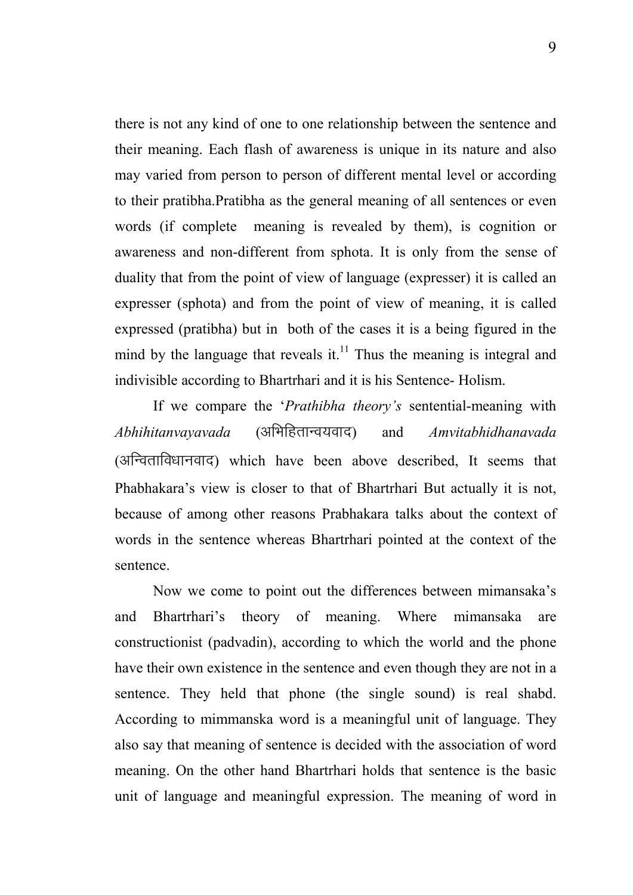there is not any kind of one to one relationship between the sentence and their meaning. Each flash of awareness is unique in its nature and also may varied from person to person of different mental level or according to their pratibha.Pratibha as the general meaning of all sentences or even words (if complete meaning is revealed by them), is cognition or awareness and non-different from sphota. It is only from the sense of duality that from the point of view of language (expresser) it is called an expresser (sphota) and from the point of view of meaning, it is called expressed (pratibha) but in both of the cases it is a being figured in the mind by the language that reveals it.[11] Thus the meaning is integral and indivisible according to Bhartrhari and it is his Sentence- Holism.

If we compare the '*Prathibha theory's* sentential-meaning with *Abhihitanvayavada* (अभिहितान्वयवाद) and *Amvitabhidhanavada* (अन्विताविधानवाद) which have been above described, It seems that Phabhakara's view is closer to that of Bhartrhari But actually it is not, because of among other reasons Prabhakara talks about the context of words in the sentence whereas Bhartrhari pointed at the context of the sentence.

Now we come to point out the differences between mimansaka's and Bhartrhari's theory of meaning. Where mimansaka are constructionist (padvadin), according to which the world and the phone have their own existence in the sentence and even though they are not in a sentence. They held that phone (the single sound) is real shabd. According to mimmanska word is a meaningful unit of language. They also say that meaning of sentence is decided with the association of word meaning. On the other hand Bhartrhari holds that sentence is the basic unit of language and meaningful expression. The meaning of word in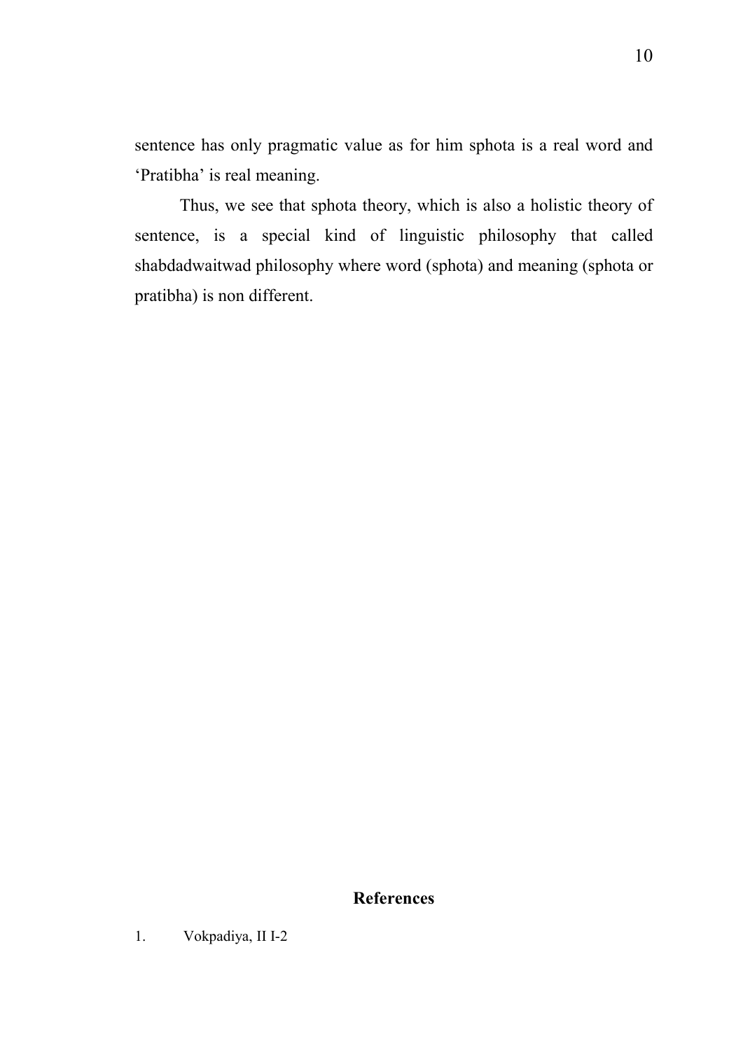sentence has only pragmatic value as for him sphota is a real word and 'Pratibha' is real meaning.

Thus, we see that sphota theory, which is also a holistic theory of sentence, is a special kind of linguistic philosophy that called shabdadwaitwad philosophy where word (sphota) and meaning (sphota or pratibha) is non different.

## References

1. Vokpadiya, II I-2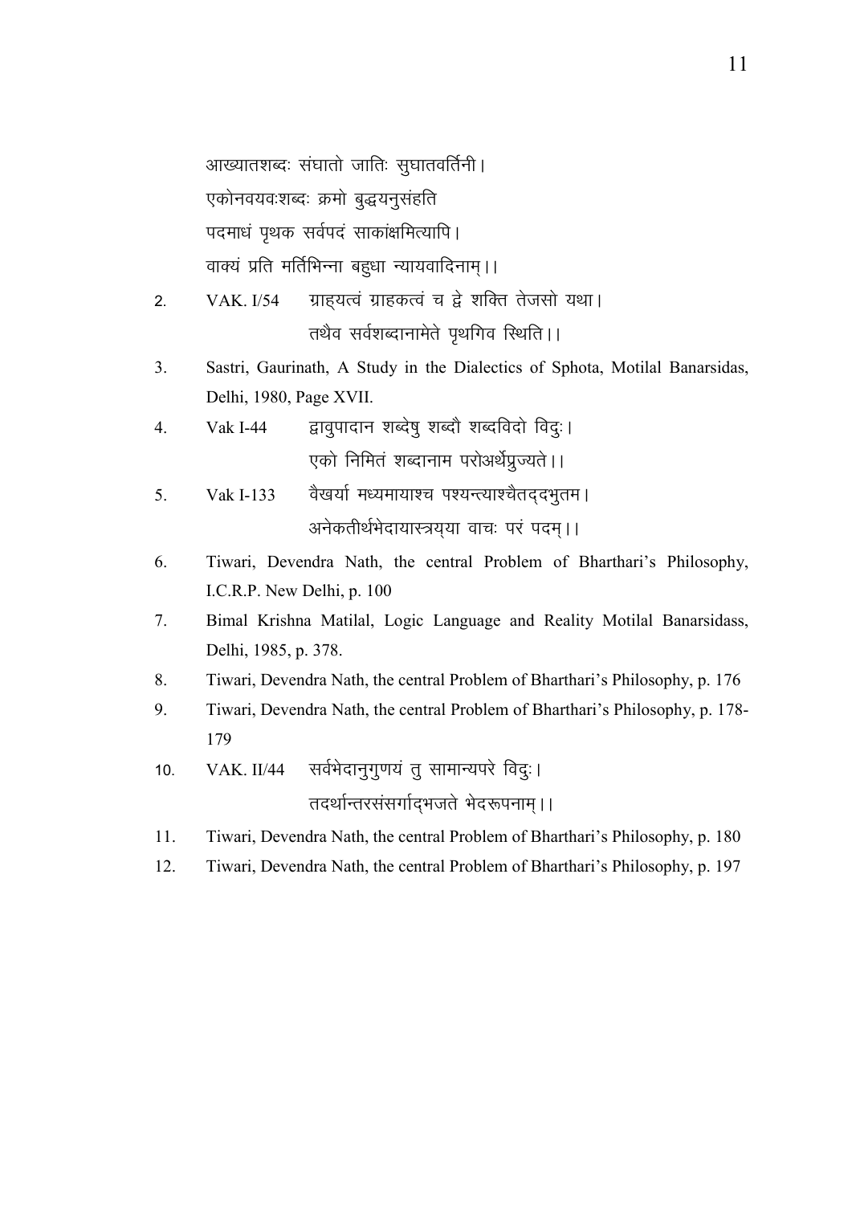आख्यातशब्दः संघातो जातिः सुघातवर्तिनी।
एकोनवयवःशब्दः क्रमो बुद्धयनुसंहति
पदमाधं पृथक सर्वपदं साकांक्षमित्यापि।
वाक्यं प्रति मर्तिभिन्ना बहुधा न्यायवादिनाम्।।

2. VAK. I/54 ग्राह्यत्वं ग्राहकत्वं च द्वे शक्ति तेजसो यथा।
   तथैव सर्वशब्दानामेते पृथगिव स्थिति।।
3. Sastri, Gaurinath, A Study in the Dialectics of Sphota, Motilal Banarsidas, Delhi, 1980, Page XVII.
4. Vak I-44 द्वावुपादान शब्देषु शब्दौ शब्दविदो विदुः।
   एको निमितं शब्दानाम परोअर्थेप्रुज्यते।।
5. Vak I-133 वैखर्या मध्यमायाश्च पश्यन्त्याश्चैतद्दभुतम।
   अनेकतीर्थभेदायास्त्रय्या वाचः परं पदम्।।
6. Tiwari, Devendra Nath, the central Problem of Bharthari's Philosophy, I.C.R.P. New Delhi, p. 100
7. Bimal Krishna Matilal, Logic Language and Reality Motilal Banarsidass, Delhi, 1985, p. 378.
8. Tiwari, Devendra Nath, the central Problem of Bharthari's Philosophy, p. 176
9. Tiwari, Devendra Nath, the central Problem of Bharthari's Philosophy, p. 178-179
10. VAK. II/44 सर्वभेदानुगुणयं तु सामान्यपरे विदुः।
    तदर्थान्तरसंसर्गाद्भजते भेदरूपनाम्।।
11. Tiwari, Devendra Nath, the central Problem of Bharthari's Philosophy, p. 180
12. Tiwari, Devendra Nath, the central Problem of Bharthari's Philosophy, p. 197